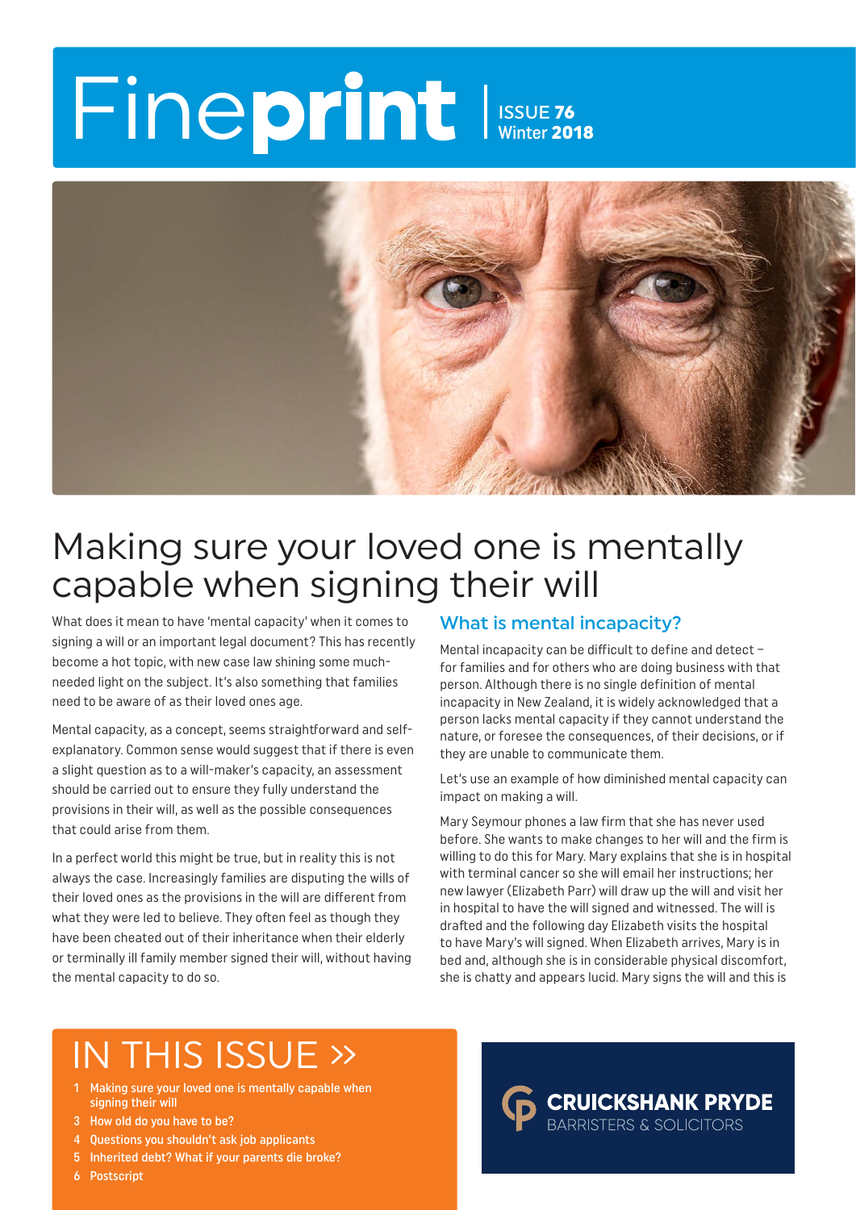# Fineprint

ISSUE **76**
Winter **2018**

# Making sure your loved one is mentally capable when signing their will

What does it mean to have 'mental capacity' when it comes to signing a will or an important legal document? This has recently become a hot topic, with new case law shining some much-needed light on the subject. It's also something that families need to be aware of as their loved ones age.

Mental capacity, as a concept, seems straightforward and self-explanatory. Common sense would suggest that if there is even a slight question as to a will-maker's capacity, an assessment should be carried out to ensure they fully understand the provisions in their will, as well as the possible consequences that could arise from them.

In a perfect world this might be true, but in reality this is not always the case. Increasingly families are disputing the wills of their loved ones as the provisions in the will are different from what they were led to believe. They often feel as though they have been cheated out of their inheritance when their elderly or terminally ill family member signed their will, without having the mental capacity to do so.

## What is mental incapacity?

Mental incapacity can be difficult to define and detect – for families and for others who are doing business with that person. Although there is no single definition of mental incapacity in New Zealand, it is widely acknowledged that a person lacks mental capacity if they cannot understand the nature, or foresee the consequences, of their decisions, or if they are unable to communicate them.

Let's use an example of how diminished mental capacity can impact on making a will.

Mary Seymour phones a law firm that she has never used before. She wants to make changes to her will and the firm is willing to do this for Mary. Mary explains that she is in hospital with terminal cancer so she will email her instructions; her new lawyer (Elizabeth Parr) will draw up the will and visit her in hospital to have the will signed and witnessed. The will is drafted and the following day Elizabeth visits the hospital to have Mary's will signed. When Elizabeth arrives, Mary is in bed and, although she is in considerable physical discomfort, she is chatty and appears lucid. Mary signs the will and this is

## IN THIS ISSUE »

1 Making sure your loved one is mentally capable when signing their will
3 How old do you have to be?
4 Questions you shouldn't ask job applicants
5 Inherited debt? What if your parents die broke?
6 Postscript

**CRUICKSHANK PRYDE**
BARRISTERS & SOLICITORS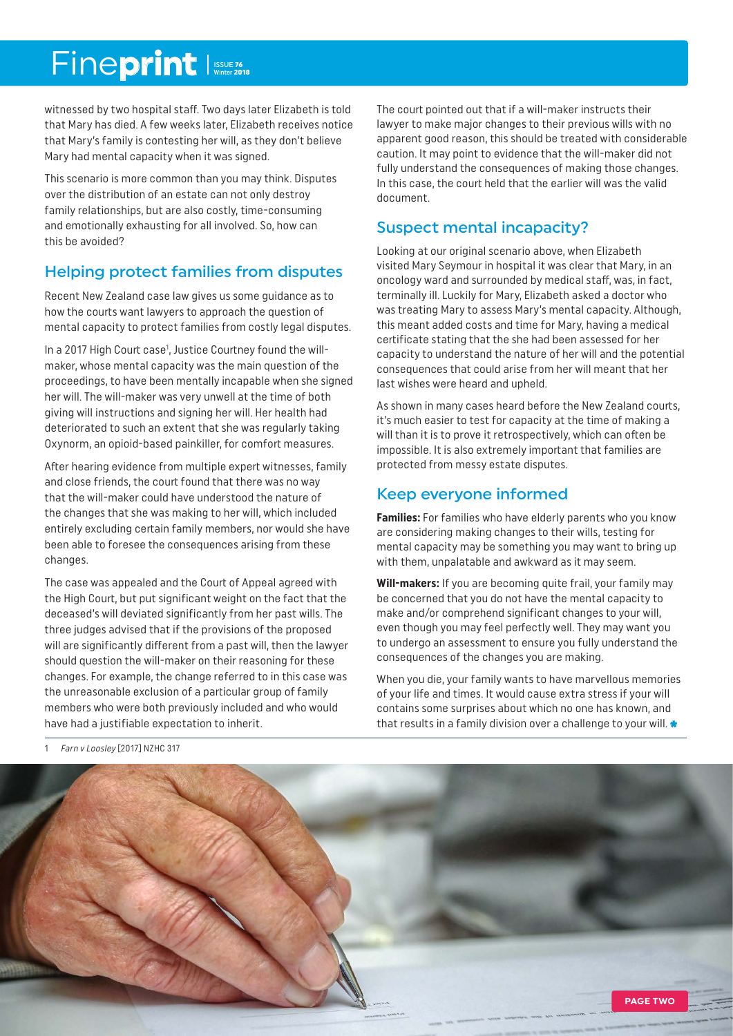witnessed by two hospital staff. Two days later Elizabeth is told that Mary has died. A few weeks later, Elizabeth receives notice that Mary's family is contesting her will, as they don't believe Mary had mental capacity when it was signed.

This scenario is more common than you may think. Disputes over the distribution of an estate can not only destroy family relationships, but are also costly, time-consuming and emotionally exhausting for all involved. So, how can this be avoided?

## Helping protect families from disputes

Recent New Zealand case law gives us some guidance as to how the courts want lawyers to approach the question of mental capacity to protect families from costly legal disputes.

In a 2017 High Court case[1], Justice Courtney found the will-maker, whose mental capacity was the main question of the proceedings, to have been mentally incapable when she signed her will. The will-maker was very unwell at the time of both giving will instructions and signing her will. Her health had deteriorated to such an extent that she was regularly taking Oxynorm, an opioid-based painkiller, for comfort measures.

After hearing evidence from multiple expert witnesses, family and close friends, the court found that there was no way that the will-maker could have understood the nature of the changes that she was making to her will, which included entirely excluding certain family members, nor would she have been able to foresee the consequences arising from these changes.

The case was appealed and the Court of Appeal agreed with the High Court, but put significant weight on the fact that the deceased's will deviated significantly from her past wills. The three judges advised that if the provisions of the proposed will are significantly different from a past will, then the lawyer should question the will-maker on their reasoning for these changes. For example, the change referred to in this case was the unreasonable exclusion of a particular group of family members who were both previously included and who would have had a justifiable expectation to inherit.

The court pointed out that if a will-maker instructs their lawyer to make major changes to their previous wills with no apparent good reason, this should be treated with considerable caution. It may point to evidence that the will-maker did not fully understand the consequences of making those changes. In this case, the court held that the earlier will was the valid document.

## Suspect mental incapacity?

Looking at our original scenario above, when Elizabeth visited Mary Seymour in hospital it was clear that Mary, in an oncology ward and surrounded by medical staff, was, in fact, terminally ill. Luckily for Mary, Elizabeth asked a doctor who was treating Mary to assess Mary's mental capacity. Although, this meant added costs and time for Mary, having a medical certificate stating that the she had been assessed for her capacity to understand the nature of her will and the potential consequences that could arise from her will meant that her last wishes were heard and upheld.

As shown in many cases heard before the New Zealand courts, it's much easier to test for capacity at the time of making a will than it is to prove it retrospectively, which can often be impossible. It is also extremely important that families are protected from messy estate disputes.

## Keep everyone informed

**Families:** For families who have elderly parents who you know are considering making changes to their wills, testing for mental capacity may be something you may want to bring up with them, unpalatable and awkward as it may seem.

**Will-makers:** If you are becoming quite frail, your family may be concerned that you do not have the mental capacity to make and/or comprehend significant changes to your will, even though you may feel perfectly well. They may want you to undergo an assessment to ensure you fully understand the consequences of the changes you are making.

When you die, your family wants to have marvellous memories of your life and times. It would cause extra stress if your will contains some surprises about which no one has known, and that results in a family division over a challenge to your will.

1 *Farn v Loosley* [2017] NZHC 317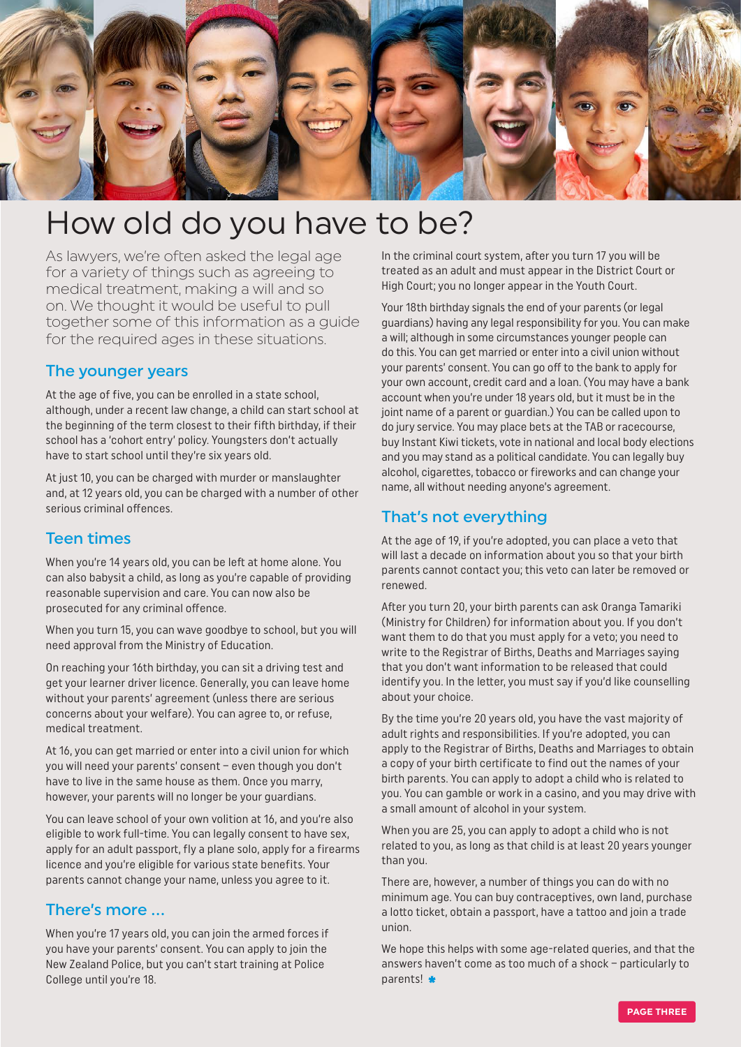# How old do you have to be?

As lawyers, we're often asked the legal age for a variety of things such as agreeing to medical treatment, making a will and so on. We thought it would be useful to pull together some of this information as a guide for the required ages in these situations.

## The younger years

At the age of five, you can be enrolled in a state school, although, under a recent law change, a child can start school at the beginning of the term closest to their fifth birthday, if their school has a 'cohort entry' policy. Youngsters don't actually have to start school until they're six years old.

At just 10, you can be charged with murder or manslaughter and, at 12 years old, you can be charged with a number of other serious criminal offences.

## Teen times

When you're 14 years old, you can be left at home alone. You can also babysit a child, as long as you're capable of providing reasonable supervision and care. You can now also be prosecuted for any criminal offence.

When you turn 15, you can wave goodbye to school, but you will need approval from the Ministry of Education.

On reaching your 16th birthday, you can sit a driving test and get your learner driver licence. Generally, you can leave home without your parents' agreement (unless there are serious concerns about your welfare). You can agree to, or refuse, medical treatment.

At 16, you can get married or enter into a civil union for which you will need your parents' consent – even though you don't have to live in the same house as them. Once you marry, however, your parents will no longer be your guardians.

You can leave school of your own volition at 16, and you're also eligible to work full-time. You can legally consent to have sex, apply for an adult passport, fly a plane solo, apply for a firearms licence and you're eligible for various state benefits. Your parents cannot change your name, unless you agree to it.

## There's more ...

When you're 17 years old, you can join the armed forces if you have your parents' consent. You can apply to join the New Zealand Police, but you can't start training at Police College until you're 18.

In the criminal court system, after you turn 17 you will be treated as an adult and must appear in the District Court or High Court; you no longer appear in the Youth Court.

Your 18th birthday signals the end of your parents (or legal guardians) having any legal responsibility for you. You can make a will; although in some circumstances younger people can do this. You can get married or enter into a civil union without your parents' consent. You can go off to the bank to apply for your own account, credit card and a loan. (You may have a bank account when you're under 18 years old, but it must be in the joint name of a parent or guardian.) You can be called upon to do jury service. You may place bets at the TAB or racecourse, buy Instant Kiwi tickets, vote in national and local body elections and you may stand as a political candidate. You can legally buy alcohol, cigarettes, tobacco or fireworks and can change your name, all without needing anyone's agreement.

## That's not everything

At the age of 19, if you're adopted, you can place a veto that will last a decade on information about you so that your birth parents cannot contact you; this veto can later be removed or renewed.

After you turn 20, your birth parents can ask Oranga Tamariki (Ministry for Children) for information about you. If you don't want them to do that you must apply for a veto; you need to write to the Registrar of Births, Deaths and Marriages saying that you don't want information to be released that could identify you. In the letter, you must say if you'd like counselling about your choice.

By the time you're 20 years old, you have the vast majority of adult rights and responsibilities. If you're adopted, you can apply to the Registrar of Births, Deaths and Marriages to obtain a copy of your birth certificate to find out the names of your birth parents. You can apply to adopt a child who is related to you. You can gamble or work in a casino, and you may drive with a small amount of alcohol in your system.

When you are 25, you can apply to adopt a child who is not related to you, as long as that child is at least 20 years younger than you.

There are, however, a number of things you can do with no minimum age. You can buy contraceptives, own land, purchase a lotto ticket, obtain a passport, have a tattoo and join a trade union.

We hope this helps with some age-related queries, and that the answers haven't come as too much of a shock – particularly to parents!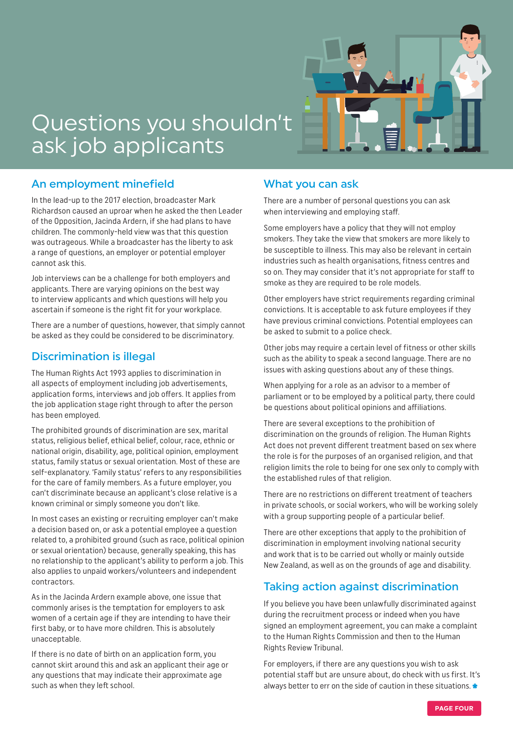# Questions you shouldn't ask job applicants

## An employment minefield

In the lead-up to the 2017 election, broadcaster Mark Richardson caused an uproar when he asked the then Leader of the Opposition, Jacinda Ardern, if she had plans to have children. The commonly-held view was that this question was outrageous. While a broadcaster has the liberty to ask a range of questions, an employer or potential employer cannot ask this.

Job interviews can be a challenge for both employers and applicants. There are varying opinions on the best way to interview applicants and which questions will help you ascertain if someone is the right fit for your workplace.

There are a number of questions, however, that simply cannot be asked as they could be considered to be discriminatory.

## Discrimination is illegal

The Human Rights Act 1993 applies to discrimination in all aspects of employment including job advertisements, application forms, interviews and job offers. It applies from the job application stage right through to after the person has been employed.

The prohibited grounds of discrimination are sex, marital status, religious belief, ethical belief, colour, race, ethnic or national origin, disability, age, political opinion, employment status, family status or sexual orientation. Most of these are self-explanatory. 'Family status' refers to any responsibilities for the care of family members. As a future employer, you can't discriminate because an applicant's close relative is a known criminal or simply someone you don't like.

In most cases an existing or recruiting employer can't make a decision based on, or ask a potential employee a question related to, a prohibited ground (such as race, political opinion or sexual orientation) because, generally speaking, this has no relationship to the applicant's ability to perform a job. This also applies to unpaid workers/volunteers and independent contractors.

As in the Jacinda Ardern example above, one issue that commonly arises is the temptation for employers to ask women of a certain age if they are intending to have their first baby, or to have more children. This is absolutely unacceptable.

If there is no date of birth on an application form, you cannot skirt around this and ask an applicant their age or any questions that may indicate their approximate age such as when they left school.

## What you can ask

There are a number of personal questions you can ask when interviewing and employing staff.

Some employers have a policy that they will not employ smokers. They take the view that smokers are more likely to be susceptible to illness. This may also be relevant in certain industries such as health organisations, fitness centres and so on. They may consider that it's not appropriate for staff to smoke as they are required to be role models.

Other employers have strict requirements regarding criminal convictions. It is acceptable to ask future employees if they have previous criminal convictions. Potential employees can be asked to submit to a police check.

Other jobs may require a certain level of fitness or other skills such as the ability to speak a second language. There are no issues with asking questions about any of these things.

When applying for a role as an advisor to a member of parliament or to be employed by a political party, there could be questions about political opinions and affiliations.

There are several exceptions to the prohibition of discrimination on the grounds of religion. The Human Rights Act does not prevent different treatment based on sex where the role is for the purposes of an organised religion, and that religion limits the role to being for one sex only to comply with the established rules of that religion.

There are no restrictions on different treatment of teachers in private schools, or social workers, who will be working solely with a group supporting people of a particular belief.

There are other exceptions that apply to the prohibition of discrimination in employment involving national security and work that is to be carried out wholly or mainly outside New Zealand, as well as on the grounds of age and disability.

## Taking action against discrimination

If you believe you have been unlawfully discriminated against during the recruitment process or indeed when you have signed an employment agreement, you can make a complaint to the Human Rights Commission and then to the Human Rights Review Tribunal.

For employers, if there are any questions you wish to ask potential staff but are unsure about, do check with us first. It's always better to err on the side of caution in these situations.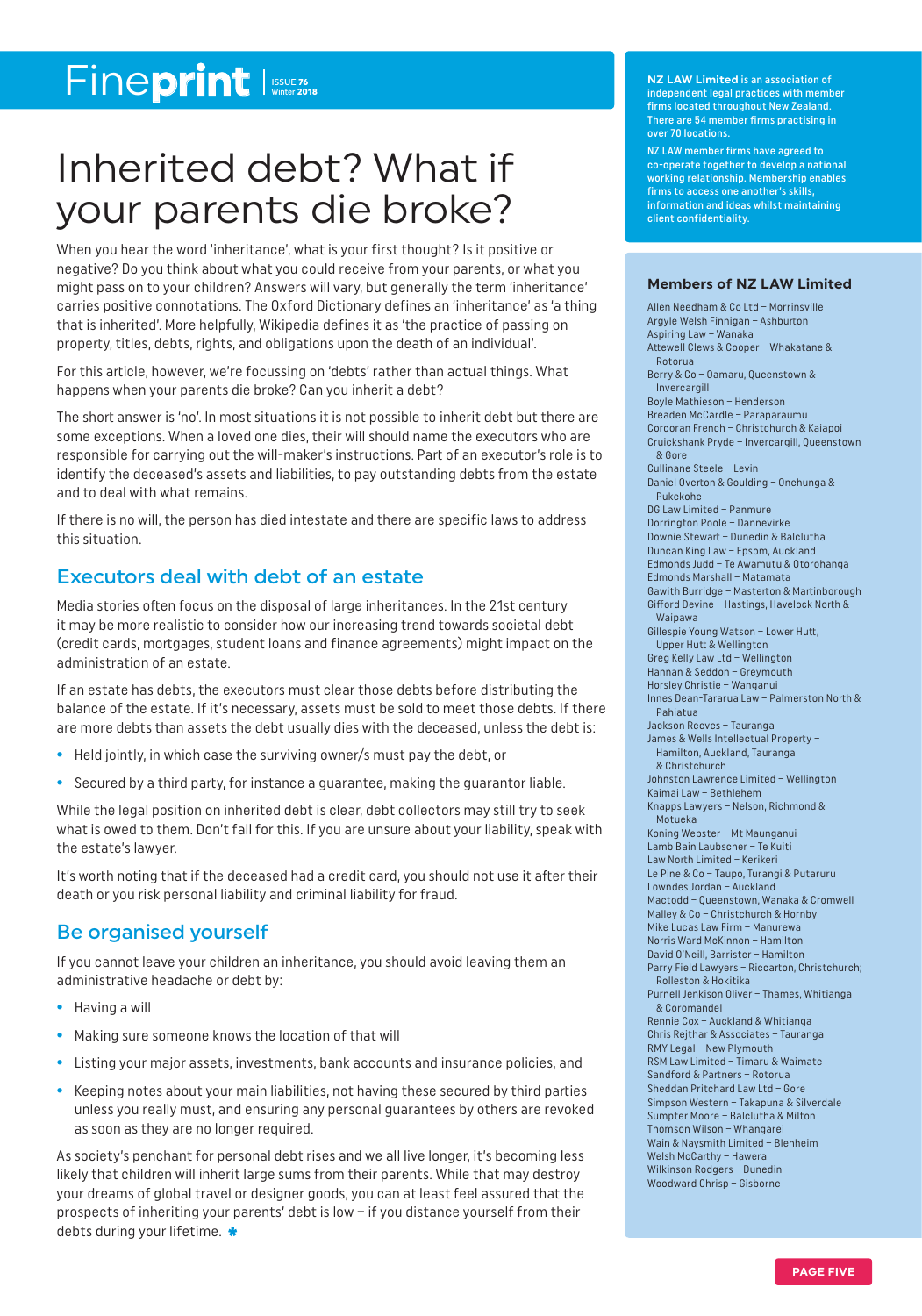# Inherited debt? What if your parents die broke?

When you hear the word 'inheritance', what is your first thought? Is it positive or negative? Do you think about what you could receive from your parents, or what you might pass on to your children? Answers will vary, but generally the term 'inheritance' carries positive connotations. The Oxford Dictionary defines an 'inheritance' as 'a thing that is inherited'. More helpfully, Wikipedia defines it as 'the practice of passing on property, titles, debts, rights, and obligations upon the death of an individual'.

For this article, however, we're focussing on 'debts' rather than actual things. What happens when your parents die broke? Can you inherit a debt?

The short answer is 'no'. In most situations it is not possible to inherit debt but there are some exceptions. When a loved one dies, their will should name the executors who are responsible for carrying out the will-maker's instructions. Part of an executor's role is to identify the deceased's assets and liabilities, to pay outstanding debts from the estate and to deal with what remains.

If there is no will, the person has died intestate and there are specific laws to address this situation.

## Executors deal with debt of an estate

Media stories often focus on the disposal of large inheritances. In the 21st century it may be more realistic to consider how our increasing trend towards societal debt (credit cards, mortgages, student loans and finance agreements) might impact on the administration of an estate.

If an estate has debts, the executors must clear those debts before distributing the balance of the estate. If it's necessary, assets must be sold to meet those debts. If there are more debts than assets the debt usually dies with the deceased, unless the debt is:

- Held jointly, in which case the surviving owner/s must pay the debt, or
- Secured by a third party, for instance a guarantee, making the guarantor liable.

While the legal position on inherited debt is clear, debt collectors may still try to seek what is owed to them. Don't fall for this. If you are unsure about your liability, speak with the estate's lawyer.

It's worth noting that if the deceased had a credit card, you should not use it after their death or you risk personal liability and criminal liability for fraud.

## Be organised yourself

If you cannot leave your children an inheritance, you should avoid leaving them an administrative headache or debt by:

- Having a will
- Making sure someone knows the location of that will
- Listing your major assets, investments, bank accounts and insurance policies, and
- Keeping notes about your main liabilities, not having these secured by third parties unless you really must, and ensuring any personal guarantees by others are revoked as soon as they are no longer required.

As society's penchant for personal debt rises and we all live longer, it's becoming less likely that children will inherit large sums from their parents. While that may destroy your dreams of global travel or designer goods, you can at least feel assured that the prospects of inheriting your parents' debt is low – if you distance yourself from their debts during your lifetime. ✱

**NZ LAW Limited** is an association of independent legal practices with member firms located throughout New Zealand. There are 54 member firms practising in over 70 locations.

NZ LAW member firms have agreed to co-operate together to develop a national working relationship. Membership enables firms to access one another's skills, information and ideas whilst maintaining client confidentiality.

### Members of NZ LAW Limited

Allen Needham & Co Ltd – Morrinsville
Argyle Welsh Finnigan – Ashburton
Aspiring Law – Wanaka
Attewell Clews & Cooper – Whakatane & Rotorua
Berry & Co – Oamaru, Queenstown & Invercargill
Boyle Mathieson – Henderson
Breaden McCardle – Paraparaumu
Corcoran French – Christchurch & Kaiapoi
Cruickshank Pryde – Invercargill, Queenstown & Gore
Cullinane Steele – Levin
Daniel Overton & Goulding – Onehunga & Pukekohe
DG Law Limited – Panmure
Dorrington Poole – Dannevirke
Downie Stewart – Dunedin & Balclutha
Duncan King Law – Epsom, Auckland
Edmonds Judd – Te Awamutu & Otorohanga
Edmonds Marshall – Matamata
Gawith Burridge – Masterton & Martinborough
Gifford Devine – Hastings, Havelock North & Waipawa
Gillespie Young Watson – Lower Hutt, Upper Hutt & Wellington
Greg Kelly Law Ltd – Wellington
Hannan & Seddon – Greymouth
Horsley Christie – Wanganui
Innes Dean-Tararua Law – Palmerston North & Pahiatua
Jackson Reeves – Tauranga
James & Wells Intellectual Property – Hamilton, Auckland, Tauranga & Christchurch
Johnston Lawrence Limited – Wellington
Kaimai Law – Bethlehem
Knapps Lawyers – Nelson, Richmond & Motueka
Koning Webster – Mt Maunganui
Lamb Bain Laubscher – Te Kuiti
Law North Limited – Kerikeri
Le Pine & Co – Taupo, Turangi & Putaruru
Lowndes Jordan – Auckland
Mactodd – Queenstown, Wanaka & Cromwell
Malley & Co – Christchurch & Hornby
Mike Lucas Law Firm – Manurewa
Norris Ward McKinnon – Hamilton
David O'Neill, Barrister – Hamilton
Parry Field Lawyers – Riccarton, Christchurch; Rolleston & Hokitika
Purnell Jenkison Oliver – Thames, Whitianga & Coromandel
Rennie Cox – Auckland & Whitianga
Chris Rejthar & Associates – Tauranga
RMY Legal – New Plymouth
RSM Law Limited – Timaru & Waimate
Sandford & Partners – Rotorua
Sheddan Pritchard Law Ltd – Gore
Simpson Western – Takapuna & Silverdale
Sumpter Moore – Balclutha & Milton
Thomson Wilson – Whangarei
Wain & Naysmith Limited – Blenheim
Welsh McCarthy – Hawera
Wilkinson Rodgers – Dunedin
Woodward Chrisp – Gisborne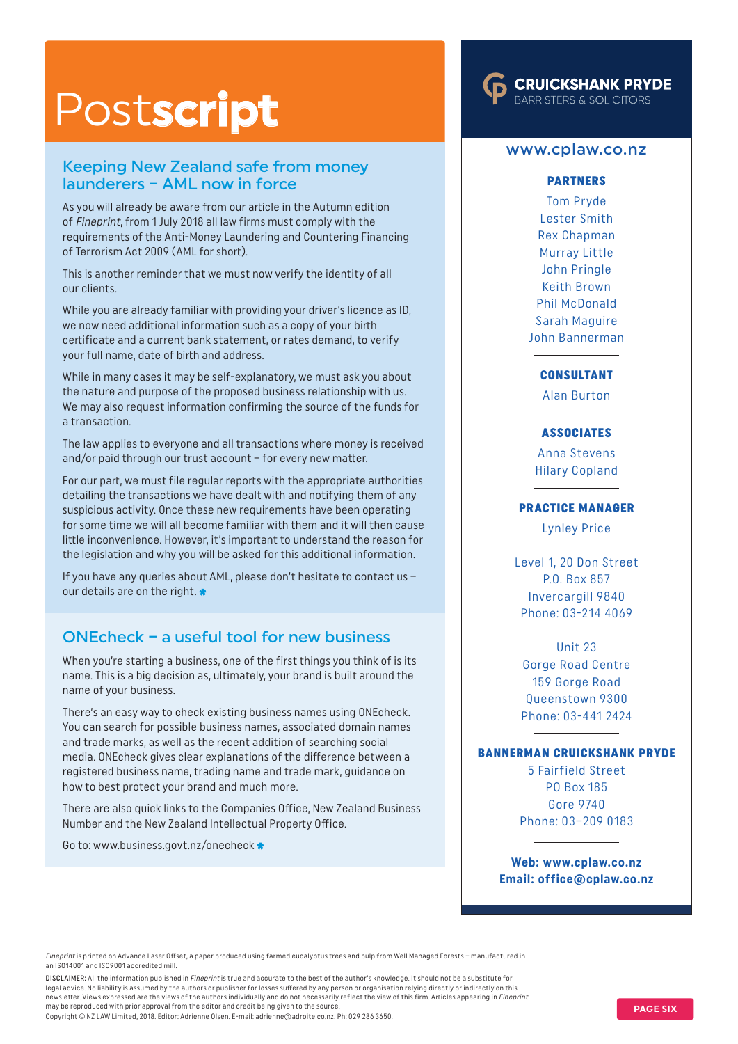# Postscript

## Keeping New Zealand safe from money launderers – AML now in force

As you will already be aware from our article in the Autumn edition of *Fineprint*, from 1 July 2018 all law firms must comply with the requirements of the Anti-Money Laundering and Countering Financing of Terrorism Act 2009 (AML for short).

This is another reminder that we must now verify the identity of all our clients.

While you are already familiar with providing your driver's licence as ID, we now need additional information such as a copy of your birth certificate and a current bank statement, or rates demand, to verify your full name, date of birth and address.

While in many cases it may be self-explanatory, we must ask you about the nature and purpose of the proposed business relationship with us. We may also request information confirming the source of the funds for a transaction.

The law applies to everyone and all transactions where money is received and/or paid through our trust account – for every new matter.

For our part, we must file regular reports with the appropriate authorities detailing the transactions we have dealt with and notifying them of any suspicious activity. Once these new requirements have been operating for some time we will all become familiar with them and it will then cause little inconvenience. However, it's important to understand the reason for the legislation and why you will be asked for this additional information.

If you have any queries about AML, please don't hesitate to contact us – our details are on the right.

## ONEcheck – a useful tool for new business

When you're starting a business, one of the first things you think of is its name. This is a big decision as, ultimately, your brand is built around the name of your business.

There's an easy way to check existing business names using ONEcheck. You can search for possible business names, associated domain names and trade marks, as well as the recent addition of searching social media. ONEcheck gives clear explanations of the difference between a registered business name, trading name and trade mark, guidance on how to best protect your brand and much more.

There are also quick links to the Companies Office, New Zealand Business Number and the New Zealand Intellectual Property Office.

Go to: www.business.govt.nz/onecheck

---

**CRUICKSHANK PRYDE**
BARRISTERS & SOLICITORS

www.cplaw.co.nz

**PARTNERS**
Tom Pryde
Lester Smith
Rex Chapman
Murray Little
John Pringle
Keith Brown
Phil McDonald
Sarah Maguire
John Bannerman

**CONSULTANT**
Alan Burton

**ASSOCIATES**
Anna Stevens
Hilary Copland

**PRACTICE MANAGER**
Lynley Price

Level 1, 20 Don Street
P.O. Box 857
Invercargill 9840
Phone: 03-214 4069

Unit 23
Gorge Road Centre
159 Gorge Road
Queenstown 9300
Phone: 03-441 2424

**BANNERMAN CRUICKSHANK PRYDE**
5 Fairfield Street
PO Box 185
Gore 9740
Phone: 03–209 0183

**Web: www.cplaw.co.nz**
**Email: office@cplaw.co.nz**

---

*Fineprint* is printed on Advance Laser Offset, a paper produced using farmed eucalyptus trees and pulp from Well Managed Forests – manufactured in an ISO14001 and ISO9001 accredited mill.

**DISCLAIMER:** All the information published in *Fineprint* is true and accurate to the best of the author's knowledge. It should not be a substitute for legal advice. No liability is assumed by the authors or publisher for losses suffered by any person or organisation relying directly or indirectly on this newsletter. Views expressed are the views of the authors individually and do not necessarily reflect the view of this firm. Articles appearing in *Fineprint* may be reproduced with prior approval from the editor and credit being given to the source.
Copyright © NZ LAW Limited, 2018. Editor: Adrienne Olsen. E-mail: adrienne@adroite.co.nz. Ph: 029 286 3650.